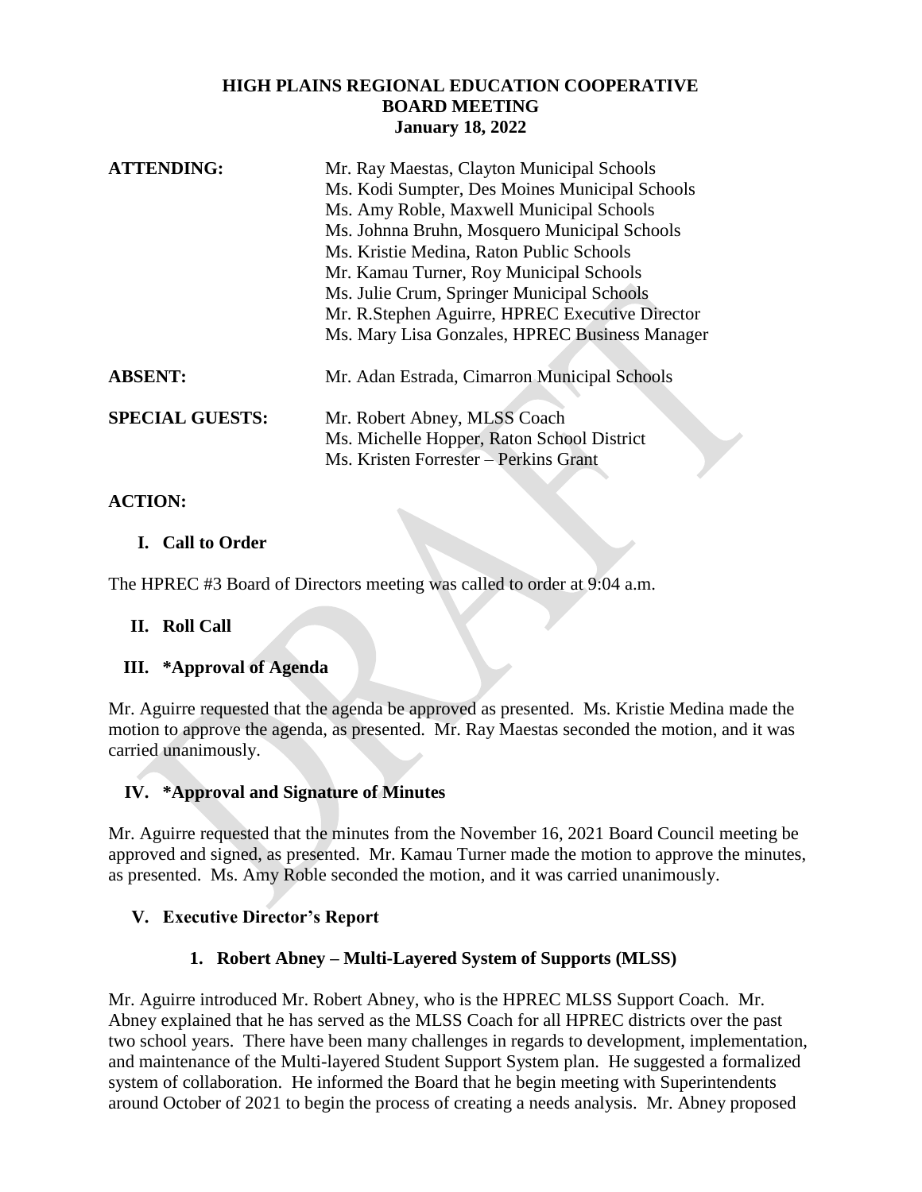# HIGH PLAINS REGIONAL EDUCATION COOPERATIVE
## BOARD MEETING
### January 18, 2022

**ATTENDING:**
- Mr. Ray Maestas, Clayton Municipal Schools
- Ms. Kodi Sumpter, Des Moines Municipal Schools
- Ms. Amy Roble, Maxwell Municipal Schools
- Ms. Johnna Bruhn, Mosquero Municipal Schools
- Ms. Kristie Medina, Raton Public Schools
- Mr. Kamau Turner, Roy Municipal Schools
- Ms. Julie Crum, Springer Municipal Schools
- Mr. R.Stephen Aguirre, HPREC Executive Director
- Ms. Mary Lisa Gonzales, HPREC Business Manager

**ABSENT:**
- Mr. Adan Estrada, Cimarron Municipal Schools

**SPECIAL GUESTS:**
- Mr. Robert Abney, MLSS Coach
- Ms. Michelle Hopper, Raton School District
- Ms. Kristen Forrester – Perkins Grant

**ACTION:**

**I. Call to Order**

The HPREC #3 Board of Directors meeting was called to order at 9:04 a.m.

**II. Roll Call**

**III. *Approval of Agenda**

Mr. Aguirre requested that the agenda be approved as presented. Ms. Kristie Medina made the motion to approve the agenda, as presented. Mr. Ray Maestas seconded the motion, and it was carried unanimously.

**IV. *Approval and Signature of Minutes**

Mr. Aguirre requested that the minutes from the November 16, 2021 Board Council meeting be approved and signed, as presented. Mr. Kamau Turner made the motion to approve the minutes, as presented. Ms. Amy Roble seconded the motion, and it was carried unanimously.

**V. Executive Director's Report**

**1. Robert Abney – Multi-Layered System of Supports (MLSS)**

Mr. Aguirre introduced Mr. Robert Abney, who is the HPREC MLSS Support Coach. Mr. Abney explained that he has served as the MLSS Coach for all HPREC districts over the past two school years. There have been many challenges in regards to development, implementation, and maintenance of the Multi-layered Student Support System plan. He suggested a formalized system of collaboration. He informed the Board that he begin meeting with Superintendents around October of 2021 to begin the process of creating a needs analysis. Mr. Abney proposed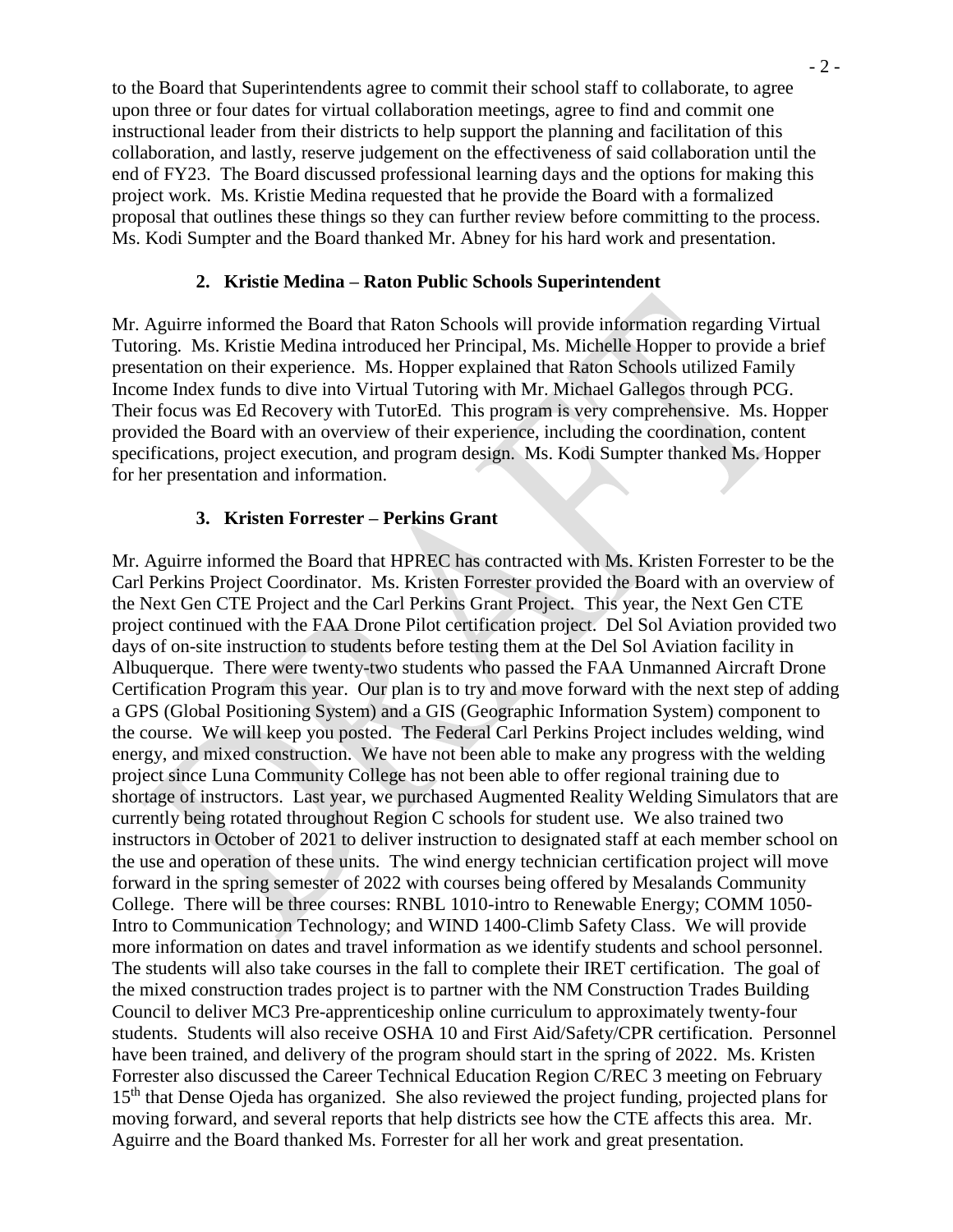to the Board that Superintendents agree to commit their school staff to collaborate, to agree upon three or four dates for virtual collaboration meetings, agree to find and commit one instructional leader from their districts to help support the planning and facilitation of this collaboration, and lastly, reserve judgement on the effectiveness of said collaboration until the end of FY23. The Board discussed professional learning days and the options for making this project work. Ms. Kristie Medina requested that he provide the Board with a formalized proposal that outlines these things so they can further review before committing to the process. Ms. Kodi Sumpter and the Board thanked Mr. Abney for his hard work and presentation.

**2. Kristie Medina – Raton Public Schools Superintendent**

Mr. Aguirre informed the Board that Raton Schools will provide information regarding Virtual Tutoring. Ms. Kristie Medina introduced her Principal, Ms. Michelle Hopper to provide a brief presentation on their experience. Ms. Hopper explained that Raton Schools utilized Family Income Index funds to dive into Virtual Tutoring with Mr. Michael Gallegos through PCG. Their focus was Ed Recovery with TutorEd. This program is very comprehensive. Ms. Hopper provided the Board with an overview of their experience, including the coordination, content specifications, project execution, and program design. Ms. Kodi Sumpter thanked Ms. Hopper for her presentation and information.

**3. Kristen Forrester – Perkins Grant**

Mr. Aguirre informed the Board that HPREC has contracted with Ms. Kristen Forrester to be the Carl Perkins Project Coordinator. Ms. Kristen Forrester provided the Board with an overview of the Next Gen CTE Project and the Carl Perkins Grant Project. This year, the Next Gen CTE project continued with the FAA Drone Pilot certification project. Del Sol Aviation provided two days of on-site instruction to students before testing them at the Del Sol Aviation facility in Albuquerque. There were twenty-two students who passed the FAA Unmanned Aircraft Drone Certification Program this year. Our plan is to try and move forward with the next step of adding a GPS (Global Positioning System) and a GIS (Geographic Information System) component to the course. We will keep you posted. The Federal Carl Perkins Project includes welding, wind energy, and mixed construction. We have not been able to make any progress with the welding project since Luna Community College has not been able to offer regional training due to shortage of instructors. Last year, we purchased Augmented Reality Welding Simulators that are currently being rotated throughout Region C schools for student use. We also trained two instructors in October of 2021 to deliver instruction to designated staff at each member school on the use and operation of these units. The wind energy technician certification project will move forward in the spring semester of 2022 with courses being offered by Mesalands Community College. There will be three courses: RNBL 1010-intro to Renewable Energy; COMM 1050-Intro to Communication Technology; and WIND 1400-Climb Safety Class. We will provide more information on dates and travel information as we identify students and school personnel. The students will also take courses in the fall to complete their IRET certification. The goal of the mixed construction trades project is to partner with the NM Construction Trades Building Council to deliver MC3 Pre-apprenticeship online curriculum to approximately twenty-four students. Students will also receive OSHA 10 and First Aid/Safety/CPR certification. Personnel have been trained, and delivery of the program should start in the spring of 2022. Ms. Kristen Forrester also discussed the Career Technical Education Region C/REC 3 meeting on February 15th that Dense Ojeda has organized. She also reviewed the project funding, projected plans for moving forward, and several reports that help districts see how the CTE affects this area. Mr. Aguirre and the Board thanked Ms. Forrester for all her work and great presentation.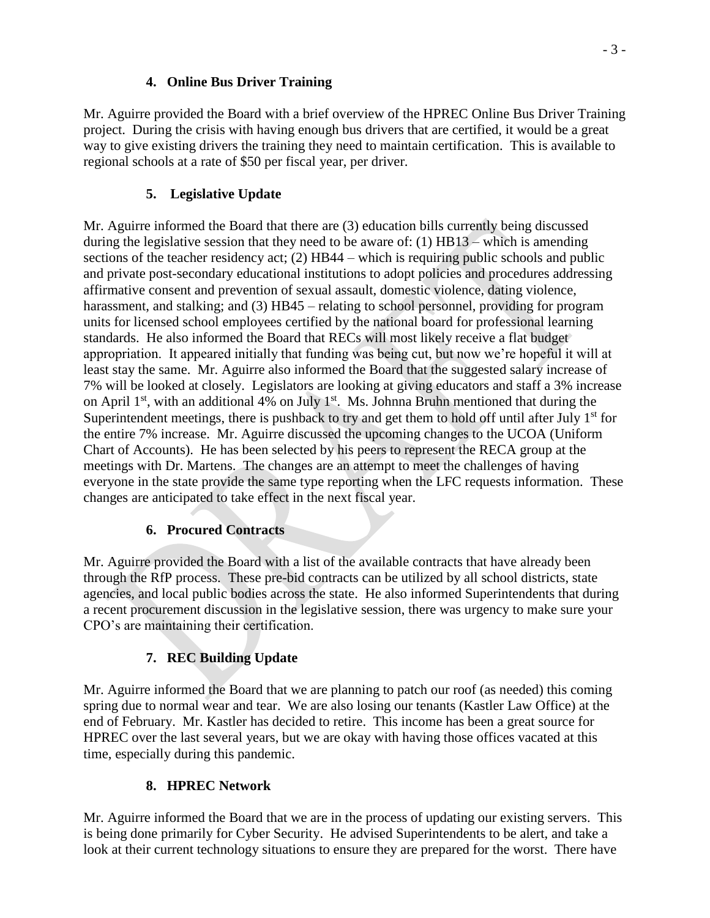### 4. Online Bus Driver Training

Mr. Aguirre provided the Board with a brief overview of the HPREC Online Bus Driver Training project. During the crisis with having enough bus drivers that are certified, it would be a great way to give existing drivers the training they need to maintain certification. This is available to regional schools at a rate of $50 per fiscal year, per driver.

### 5. Legislative Update

Mr. Aguirre informed the Board that there are (3) education bills currently being discussed during the legislative session that they need to be aware of: (1) HB13 – which is amending sections of the teacher residency act; (2) HB44 – which is requiring public schools and public and private post-secondary educational institutions to adopt policies and procedures addressing affirmative consent and prevention of sexual assault, domestic violence, dating violence, harassment, and stalking; and (3) HB45 – relating to school personnel, providing for program units for licensed school employees certified by the national board for professional learning standards. He also informed the Board that RECs will most likely receive a flat budget appropriation. It appeared initially that funding was being cut, but now we're hopeful it will at least stay the same. Mr. Aguirre also informed the Board that the suggested salary increase of 7% will be looked at closely. Legislators are looking at giving educators and staff a 3% increase on April 1st, with an additional 4% on July 1st. Ms. Johnna Bruhn mentioned that during the Superintendent meetings, there is pushback to try and get them to hold off until after July 1st for the entire 7% increase. Mr. Aguirre discussed the upcoming changes to the UCOA (Uniform Chart of Accounts). He has been selected by his peers to represent the RECA group at the meetings with Dr. Martens. The changes are an attempt to meet the challenges of having everyone in the state provide the same type reporting when the LFC requests information. These changes are anticipated to take effect in the next fiscal year.

### 6. Procured Contracts

Mr. Aguirre provided the Board with a list of the available contracts that have already been through the RfP process. These pre-bid contracts can be utilized by all school districts, state agencies, and local public bodies across the state. He also informed Superintendents that during a recent procurement discussion in the legislative session, there was urgency to make sure your CPO's are maintaining their certification.

### 7. REC Building Update

Mr. Aguirre informed the Board that we are planning to patch our roof (as needed) this coming spring due to normal wear and tear. We are also losing our tenants (Kastler Law Office) at the end of February. Mr. Kastler has decided to retire. This income has been a great source for HPREC over the last several years, but we are okay with having those offices vacated at this time, especially during this pandemic.

### 8. HPREC Network

Mr. Aguirre informed the Board that we are in the process of updating our existing servers. This is being done primarily for Cyber Security. He advised Superintendents to be alert, and take a look at their current technology situations to ensure they are prepared for the worst. There have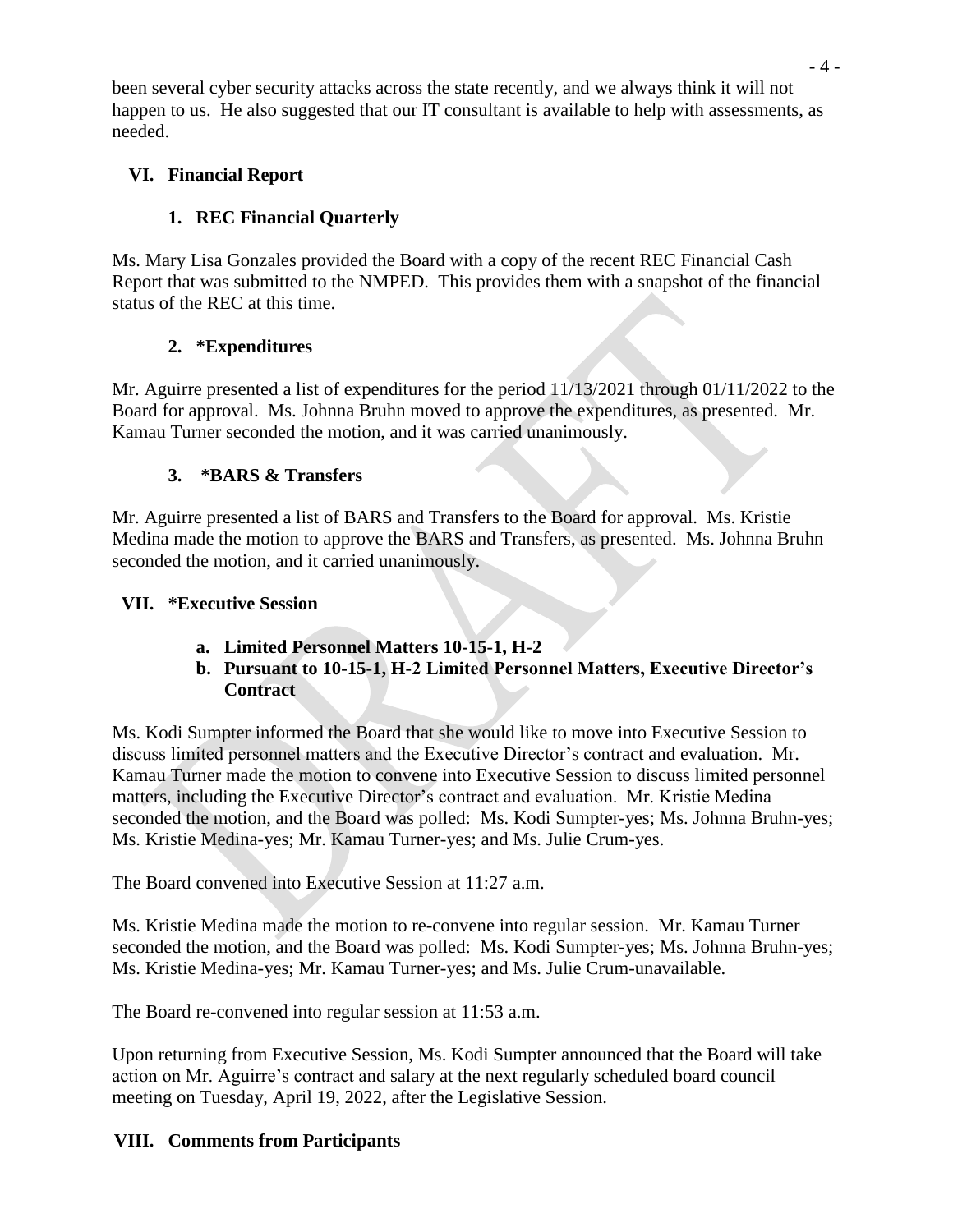been several cyber security attacks across the state recently, and we always think it will not happen to us. He also suggested that our IT consultant is available to help with assessments, as needed.

## VI. Financial Report

### 1. REC Financial Quarterly

Ms. Mary Lisa Gonzales provided the Board with a copy of the recent REC Financial Cash Report that was submitted to the NMPED. This provides them with a snapshot of the financial status of the REC at this time.

### 2. *Expenditures

Mr. Aguirre presented a list of expenditures for the period 11/13/2021 through 01/11/2022 to the Board for approval. Ms. Johnna Bruhn moved to approve the expenditures, as presented. Mr. Kamau Turner seconded the motion, and it was carried unanimously.

### 3. *BARS & Transfers

Mr. Aguirre presented a list of BARS and Transfers to the Board for approval. Ms. Kristie Medina made the motion to approve the BARS and Transfers, as presented. Ms. Johnna Bruhn seconded the motion, and it carried unanimously.

## VII. *Executive Session

a. **Limited Personnel Matters 10-15-1, H-2**
b. **Pursuant to 10-15-1, H-2 Limited Personnel Matters, Executive Director's Contract**

Ms. Kodi Sumpter informed the Board that she would like to move into Executive Session to discuss limited personnel matters and the Executive Director's contract and evaluation. Mr. Kamau Turner made the motion to convene into Executive Session to discuss limited personnel matters, including the Executive Director's contract and evaluation. Mr. Kristie Medina seconded the motion, and the Board was polled: Ms. Kodi Sumpter-yes; Ms. Johnna Bruhn-yes; Ms. Kristie Medina-yes; Mr. Kamau Turner-yes; and Ms. Julie Crum-yes.

The Board convened into Executive Session at 11:27 a.m.

Ms. Kristie Medina made the motion to re-convene into regular session. Mr. Kamau Turner seconded the motion, and the Board was polled: Ms. Kodi Sumpter-yes; Ms. Johnna Bruhn-yes; Ms. Kristie Medina-yes; Mr. Kamau Turner-yes; and Ms. Julie Crum-unavailable.

The Board re-convened into regular session at 11:53 a.m.

Upon returning from Executive Session, Ms. Kodi Sumpter announced that the Board will take action on Mr. Aguirre's contract and salary at the next regularly scheduled board council meeting on Tuesday, April 19, 2022, after the Legislative Session.

## VIII. Comments from Participants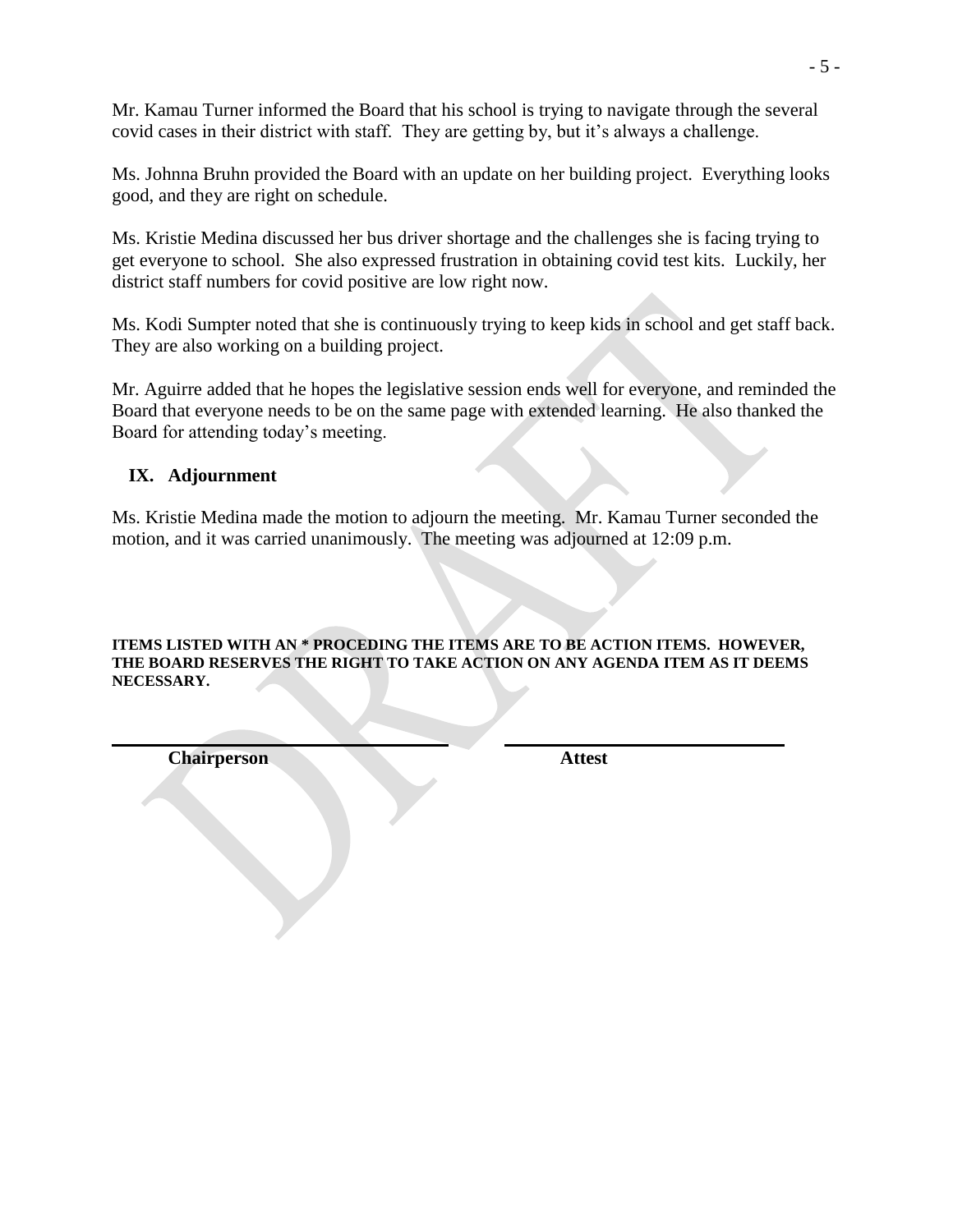Mr. Kamau Turner informed the Board that his school is trying to navigate through the several covid cases in their district with staff. They are getting by, but it's always a challenge.

Ms. Johnna Bruhn provided the Board with an update on her building project. Everything looks good, and they are right on schedule.

Ms. Kristie Medina discussed her bus driver shortage and the challenges she is facing trying to get everyone to school. She also expressed frustration in obtaining covid test kits. Luckily, her district staff numbers for covid positive are low right now.

Ms. Kodi Sumpter noted that she is continuously trying to keep kids in school and get staff back. They are also working on a building project.

Mr. Aguirre added that he hopes the legislative session ends well for everyone, and reminded the Board that everyone needs to be on the same page with extended learning. He also thanked the Board for attending today's meeting.

## IX. Adjournment

Ms. Kristie Medina made the motion to adjourn the meeting. Mr. Kamau Turner seconded the motion, and it was carried unanimously. The meeting was adjourned at 12:09 p.m.

**ITEMS LISTED WITH AN * PROCEDING THE ITEMS ARE TO BE ACTION ITEMS. HOWEVER, THE BOARD RESERVES THE RIGHT TO TAKE ACTION ON ANY AGENDA ITEM AS IT DEEMS NECESSARY.**

**Chairperson** **Attest**

DRAFT